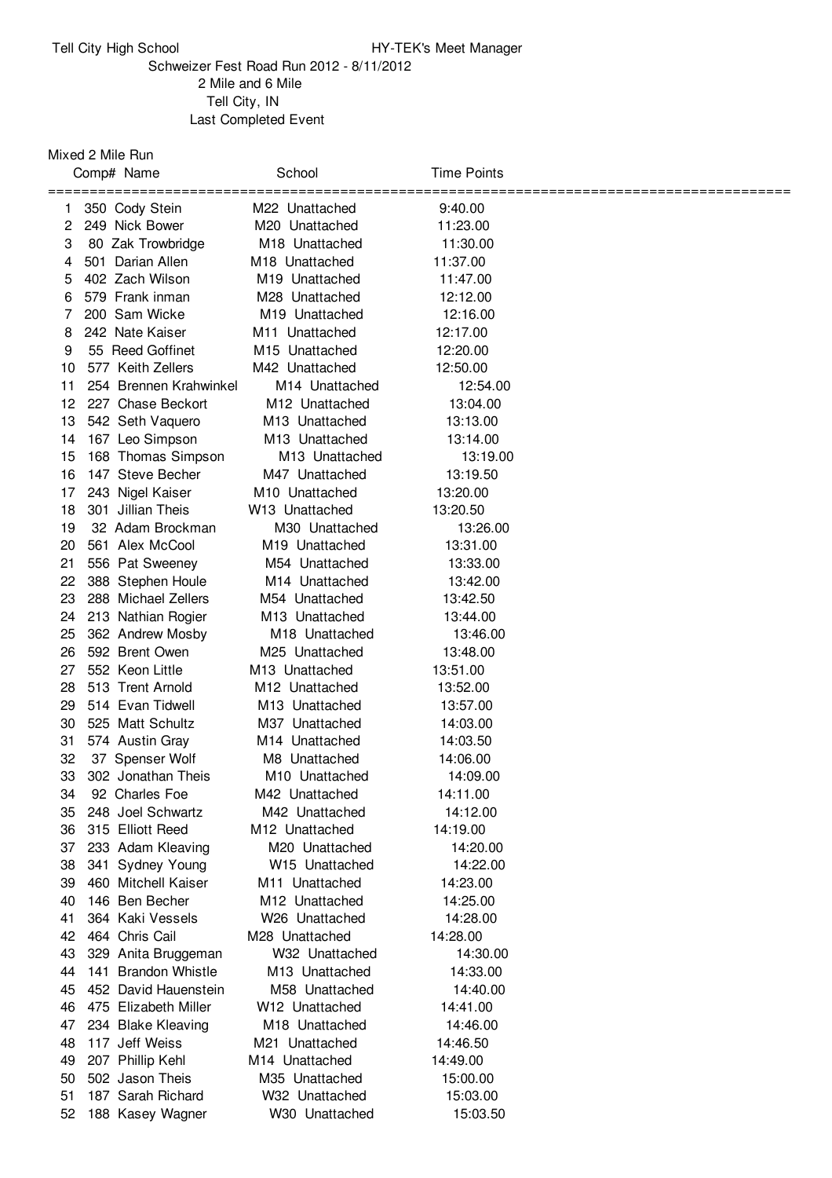Tell City High School HY-TEK's Meet Manager

Schweizer Fest Road Run 2012 - 8/11/2012

2 Mile and 6 Mile

Tell City, IN

Last Completed Event

## Mixed 2 Mile Run

| | Comp# | Name | | School | Time | Points |
|---|---|---|---|---|---|---|
| 1 | 350 | Cody Stein | M22 | Unattached | 9:40.00 | |
| 2 | 249 | Nick Bower | M20 | Unattached | 11:23.00 | |
| 3 | 80 | Zak Trowbridge | M18 | Unattached | 11:30.00 | |
| 4 | 501 | Darian Allen | M18 | Unattached | 11:37.00 | |
| 5 | 402 | Zach Wilson | M19 | Unattached | 11:47.00 | |
| 6 | 579 | Frank inman | M28 | Unattached | 12:12.00 | |
| 7 | 200 | Sam Wicke | M19 | Unattached | 12:16.00 | |
| 8 | 242 | Nate Kaiser | M11 | Unattached | 12:17.00 | |
| 9 | 55 | Reed Goffinet | M15 | Unattached | 12:20.00 | |
| 10 | 577 | Keith Zellers | M42 | Unattached | 12:50.00 | |
| 11 | 254 | Brennen Krahwinkel | M14 | Unattached | 12:54.00 | |
| 12 | 227 | Chase Beckort | M12 | Unattached | 13:04.00 | |
| 13 | 542 | Seth Vaquero | M13 | Unattached | 13:13.00 | |
| 14 | 167 | Leo Simpson | M13 | Unattached | 13:14.00 | |
| 15 | 168 | Thomas Simpson | M13 | Unattached | 13:19.00 | |
| 16 | 147 | Steve Becher | M47 | Unattached | 13:19.50 | |
| 17 | 243 | Nigel Kaiser | M10 | Unattached | 13:20.00 | |
| 18 | 301 | Jillian Theis | W13 | Unattached | 13:20.50 | |
| 19 | 32 | Adam Brockman | M30 | Unattached | 13:26.00 | |
| 20 | 561 | Alex McCool | M19 | Unattached | 13:31.00 | |
| 21 | 556 | Pat Sweeney | M54 | Unattached | 13:33.00 | |
| 22 | 388 | Stephen Houle | M14 | Unattached | 13:42.00 | |
| 23 | 288 | Michael Zellers | M54 | Unattached | 13:42.50 | |
| 24 | 213 | Nathian Rogier | M13 | Unattached | 13:44.00 | |
| 25 | 362 | Andrew Mosby | M18 | Unattached | 13:46.00 | |
| 26 | 592 | Brent Owen | M25 | Unattached | 13:48.00 | |
| 27 | 552 | Keon Little | M13 | Unattached | 13:51.00 | |
| 28 | 513 | Trent Arnold | M12 | Unattached | 13:52.00 | |
| 29 | 514 | Evan Tidwell | M13 | Unattached | 13:57.00 | |
| 30 | 525 | Matt Schultz | M37 | Unattached | 14:03.00 | |
| 31 | 574 | Austin Gray | M14 | Unattached | 14:03.50 | |
| 32 | 37 | Spenser Wolf | M8 | Unattached | 14:06.00 | |
| 33 | 302 | Jonathan Theis | M10 | Unattached | 14:09.00 | |
| 34 | 92 | Charles Foe | M42 | Unattached | 14:11.00 | |
| 35 | 248 | Joel Schwartz | M42 | Unattached | 14:12.00 | |
| 36 | 315 | Elliott Reed | M12 | Unattached | 14:19.00 | |
| 37 | 233 | Adam Kleaving | M20 | Unattached | 14:20.00 | |
| 38 | 341 | Sydney Young | W15 | Unattached | 14:22.00 | |
| 39 | 460 | Mitchell Kaiser | M11 | Unattached | 14:23.00 | |
| 40 | 146 | Ben Becher | M12 | Unattached | 14:25.00 | |
| 41 | 364 | Kaki Vessels | W26 | Unattached | 14:28.00 | |
| 42 | 464 | Chris Cail | M28 | Unattached | 14:28.00 | |
| 43 | 329 | Anita Bruggeman | W32 | Unattached | 14:30.00 | |
| 44 | 141 | Brandon Whistle | M13 | Unattached | 14:33.00 | |
| 45 | 452 | David Hauenstein | M58 | Unattached | 14:40.00 | |
| 46 | 475 | Elizabeth Miller | W12 | Unattached | 14:41.00 | |
| 47 | 234 | Blake Kleaving | M18 | Unattached | 14:46.00 | |
| 48 | 117 | Jeff Weiss | M21 | Unattached | 14:46.50 | |
| 49 | 207 | Phillip Kehl | M14 | Unattached | 14:49.00 | |
| 50 | 502 | Jason Theis | M35 | Unattached | 15:00.00 | |
| 51 | 187 | Sarah Richard | W32 | Unattached | 15:03.00 | |
| 52 | 188 | Kasey Wagner | W30 | Unattached | 15:03.50 | |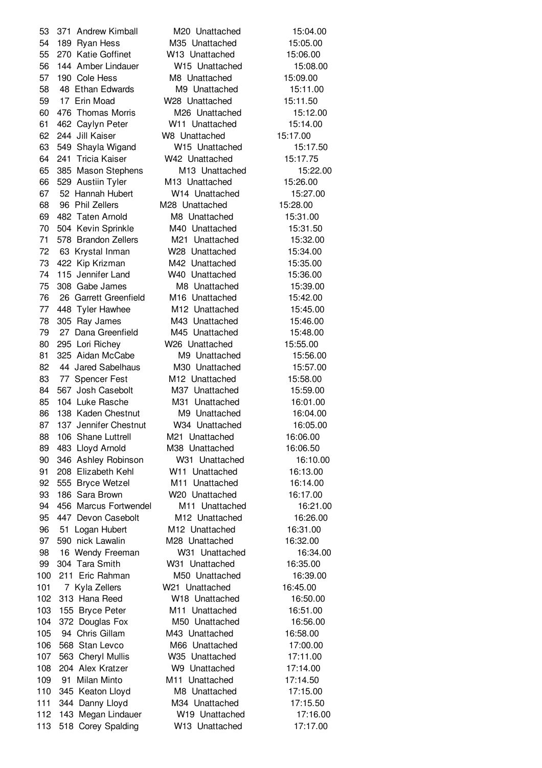| | | | | | |
|---|---|---|---|---|---|
| 53 | 371 | Andrew Kimball | M20 | Unattached | 15:04.00 |
| 54 | 189 | Ryan Hess | M35 | Unattached | 15:05.00 |
| 55 | 270 | Katie Goffinet | W13 | Unattached | 15:06.00 |
| 56 | 144 | Amber Lindauer | W15 | Unattached | 15:08.00 |
| 57 | 190 | Cole Hess | M8 | Unattached | 15:09.00 |
| 58 | 48 | Ethan Edwards | M9 | Unattached | 15:11.00 |
| 59 | 17 | Erin Moad | W28 | Unattached | 15:11.50 |
| 60 | 476 | Thomas Morris | M26 | Unattached | 15:12.00 |
| 61 | 462 | Caylyn Peter | W11 | Unattached | 15:14.00 |
| 62 | 244 | Jill Kaiser | W8 | Unattached | 15:17.00 |
| 63 | 549 | Shayla Wigand | W15 | Unattached | 15:17.50 |
| 64 | 241 | Tricia Kaiser | W42 | Unattached | 15:17.75 |
| 65 | 385 | Mason Stephens | M13 | Unattached | 15:22.00 |
| 66 | 529 | Austiin Tyler | M13 | Unattached | 15:26.00 |
| 67 | 52 | Hannah Hubert | W14 | Unattached | 15:27.00 |
| 68 | 96 | Phil Zellers | M28 | Unattached | 15:28.00 |
| 69 | 482 | Taten Arnold | M8 | Unattached | 15:31.00 |
| 70 | 504 | Kevin Sprinkle | M40 | Unattached | 15:31.50 |
| 71 | 578 | Brandon Zellers | M21 | Unattached | 15:32.00 |
| 72 | 63 | Krystal Inman | W28 | Unattached | 15:34.00 |
| 73 | 422 | Kip Krizman | M42 | Unattached | 15:35.00 |
| 74 | 115 | Jennifer Land | W40 | Unattached | 15:36.00 |
| 75 | 308 | Gabe James | M8 | Unattached | 15:39.00 |
| 76 | 26 | Garrett Greenfield | M16 | Unattached | 15:42.00 |
| 77 | 448 | Tyler Hawhee | M12 | Unattached | 15:45.00 |
| 78 | 305 | Ray James | M43 | Unattached | 15:46.00 |
| 79 | 27 | Dana Greenfield | M45 | Unattached | 15:48.00 |
| 80 | 295 | Lori Richey | W26 | Unattached | 15:55.00 |
| 81 | 325 | Aidan McCabe | M9 | Unattached | 15:56.00 |
| 82 | 44 | Jared Sabelhaus | M30 | Unattached | 15:57.00 |
| 83 | 77 | Spencer Fest | M12 | Unattached | 15:58.00 |
| 84 | 567 | Josh Casebolt | M37 | Unattached | 15:59.00 |
| 85 | 104 | Luke Rasche | M31 | Unattached | 16:01.00 |
| 86 | 138 | Kaden Chestnut | M9 | Unattached | 16:04.00 |
| 87 | 137 | Jennifer Chestnut | W34 | Unattached | 16:05.00 |
| 88 | 106 | Shane Luttrell | M21 | Unattached | 16:06.00 |
| 89 | 483 | Lloyd Arnold | M38 | Unattached | 16:06.50 |
| 90 | 346 | Ashley Robinson | W31 | Unattached | 16:10.00 |
| 91 | 208 | Elizabeth Kehl | W11 | Unattached | 16:13.00 |
| 92 | 555 | Bryce Wetzel | M11 | Unattached | 16:14.00 |
| 93 | 186 | Sara Brown | W20 | Unattached | 16:17.00 |
| 94 | 456 | Marcus Fortwendel | M11 | Unattached | 16:21.00 |
| 95 | 447 | Devon Casebolt | M12 | Unattached | 16:26.00 |
| 96 | 51 | Logan Hubert | M12 | Unattached | 16:31.00 |
| 97 | 590 | nick Lawalin | M28 | Unattached | 16:32.00 |
| 98 | 16 | Wendy Freeman | W31 | Unattached | 16:34.00 |
| 99 | 304 | Tara Smith | W31 | Unattached | 16:35.00 |
| 100 | 211 | Eric Rahman | M50 | Unattached | 16:39.00 |
| 101 | 7 | Kyla Zellers | W21 | Unattached | 16:45.00 |
| 102 | 313 | Hana Reed | W18 | Unattached | 16:50.00 |
| 103 | 155 | Bryce Peter | M11 | Unattached | 16:51.00 |
| 104 | 372 | Douglas Fox | M50 | Unattached | 16:56.00 |
| 105 | 94 | Chris Gillam | M43 | Unattached | 16:58.00 |
| 106 | 568 | Stan Levco | M66 | Unattached | 17:00.00 |
| 107 | 563 | Cheryl Mullis | W35 | Unattached | 17:11.00 |
| 108 | 204 | Alex Kratzer | W9 | Unattached | 17:14.00 |
| 109 | 91 | Milan Minto | M11 | Unattached | 17:14.50 |
| 110 | 345 | Keaton Lloyd | M8 | Unattached | 17:15.00 |
| 111 | 344 | Danny Lloyd | M34 | Unattached | 17:15.50 |
| 112 | 143 | Megan Lindauer | W19 | Unattached | 17:16.00 |
| 113 | 518 | Corey Spalding | W13 | Unattached | 17:17.00 |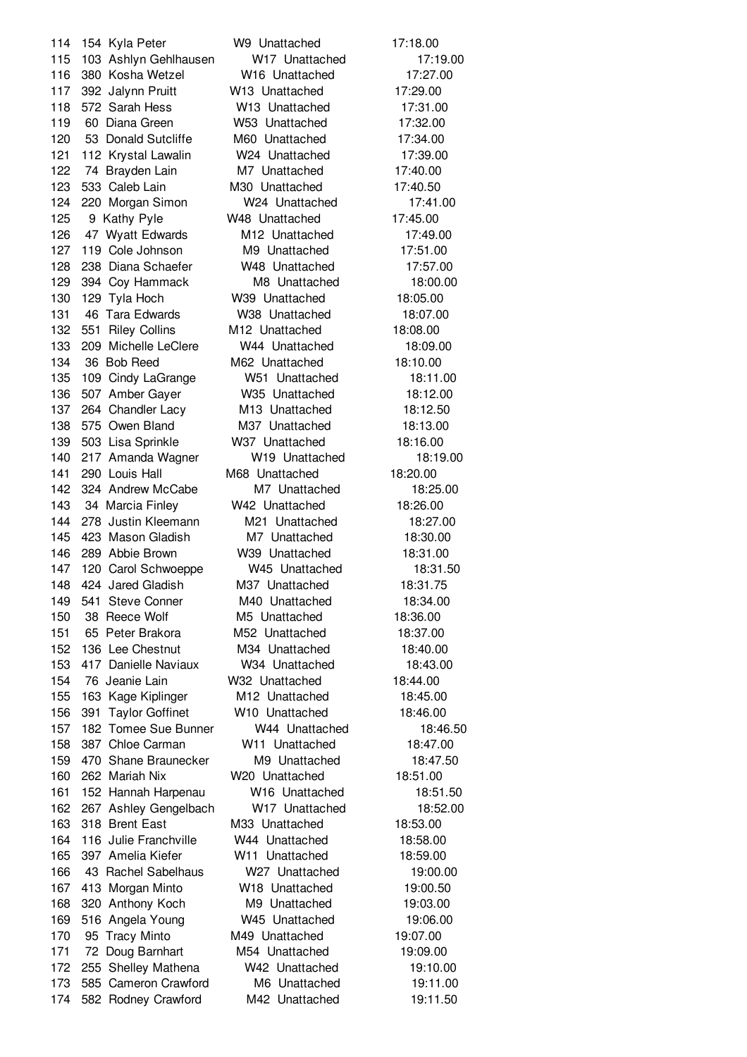| Place | Bib | Name | Div | Team | Time |
|---|---|---|---|---|---|
| 114 | 154 | Kyla Peter | W9 | Unattached | 17:18.00 |
| 115 | 103 | Ashlyn Gehlhausen | W17 | Unattached | 17:19.00 |
| 116 | 380 | Kosha Wetzel | W16 | Unattached | 17:27.00 |
| 117 | 392 | Jalynn Pruitt | W13 | Unattached | 17:29.00 |
| 118 | 572 | Sarah Hess | W13 | Unattached | 17:31.00 |
| 119 | 60 | Diana Green | W53 | Unattached | 17:32.00 |
| 120 | 53 | Donald Sutcliffe | M60 | Unattached | 17:34.00 |
| 121 | 112 | Krystal Lawalin | W24 | Unattached | 17:39.00 |
| 122 | 74 | Brayden Lain | M7 | Unattached | 17:40.00 |
| 123 | 533 | Caleb Lain | M30 | Unattached | 17:40.50 |
| 124 | 220 | Morgan Simon | W24 | Unattached | 17:41.00 |
| 125 | 9 | Kathy Pyle | W48 | Unattached | 17:45.00 |
| 126 | 47 | Wyatt Edwards | M12 | Unattached | 17:49.00 |
| 127 | 119 | Cole Johnson | M9 | Unattached | 17:51.00 |
| 128 | 238 | Diana Schaefer | W48 | Unattached | 17:57.00 |
| 129 | 394 | Coy Hammack | M8 | Unattached | 18:00.00 |
| 130 | 129 | Tyla Hoch | W39 | Unattached | 18:05.00 |
| 131 | 46 | Tara Edwards | W38 | Unattached | 18:07.00 |
| 132 | 551 | Riley Collins | M12 | Unattached | 18:08.00 |
| 133 | 209 | Michelle LeClere | W44 | Unattached | 18:09.00 |
| 134 | 36 | Bob Reed | M62 | Unattached | 18:10.00 |
| 135 | 109 | Cindy LaGrange | W51 | Unattached | 18:11.00 |
| 136 | 507 | Amber Gayer | W35 | Unattached | 18:12.00 |
| 137 | 264 | Chandler Lacy | M13 | Unattached | 18:12.50 |
| 138 | 575 | Owen Bland | M37 | Unattached | 18:13.00 |
| 139 | 503 | Lisa Sprinkle | W37 | Unattached | 18:16.00 |
| 140 | 217 | Amanda Wagner | W19 | Unattached | 18:19.00 |
| 141 | 290 | Louis Hall | M68 | Unattached | 18:20.00 |
| 142 | 324 | Andrew McCabe | M7 | Unattached | 18:25.00 |
| 143 | 34 | Marcia Finley | W42 | Unattached | 18:26.00 |
| 144 | 278 | Justin Kleemann | M21 | Unattached | 18:27.00 |
| 145 | 423 | Mason Gladish | M7 | Unattached | 18:30.00 |
| 146 | 289 | Abbie Brown | W39 | Unattached | 18:31.00 |
| 147 | 120 | Carol Schwoeppe | W45 | Unattached | 18:31.50 |
| 148 | 424 | Jared Gladish | M37 | Unattached | 18:31.75 |
| 149 | 541 | Steve Conner | M40 | Unattached | 18:34.00 |
| 150 | 38 | Reece Wolf | M5 | Unattached | 18:36.00 |
| 151 | 65 | Peter Brakora | M52 | Unattached | 18:37.00 |
| 152 | 136 | Lee Chestnut | M34 | Unattached | 18:40.00 |
| 153 | 417 | Danielle Naviaux | W34 | Unattached | 18:43.00 |
| 154 | 76 | Jeanie Lain | W32 | Unattached | 18:44.00 |
| 155 | 163 | Kage Kiplinger | M12 | Unattached | 18:45.00 |
| 156 | 391 | Taylor Goffinet | W10 | Unattached | 18:46.00 |
| 157 | 182 | Tomee Sue Bunner | W44 | Unattached | 18:46.50 |
| 158 | 387 | Chloe Carman | W11 | Unattached | 18:47.00 |
| 159 | 470 | Shane Braunecker | M9 | Unattached | 18:47.50 |
| 160 | 262 | Mariah Nix | W20 | Unattached | 18:51.00 |
| 161 | 152 | Hannah Harpenau | W16 | Unattached | 18:51.50 |
| 162 | 267 | Ashley Gengelbach | W17 | Unattached | 18:52.00 |
| 163 | 318 | Brent East | M33 | Unattached | 18:53.00 |
| 164 | 116 | Julie Franchville | W44 | Unattached | 18:58.00 |
| 165 | 397 | Amelia Kiefer | W11 | Unattached | 18:59.00 |
| 166 | 43 | Rachel Sabelhaus | W27 | Unattached | 19:00.00 |
| 167 | 413 | Morgan Minto | W18 | Unattached | 19:00.50 |
| 168 | 320 | Anthony Koch | M9 | Unattached | 19:03.00 |
| 169 | 516 | Angela Young | W45 | Unattached | 19:06.00 |
| 170 | 95 | Tracy Minto | M49 | Unattached | 19:07.00 |
| 171 | 72 | Doug Barnhart | M54 | Unattached | 19:09.00 |
| 172 | 255 | Shelley Mathena | W42 | Unattached | 19:10.00 |
| 173 | 585 | Cameron Crawford | M6 | Unattached | 19:11.00 |
| 174 | 582 | Rodney Crawford | M42 | Unattached | 19:11.50 |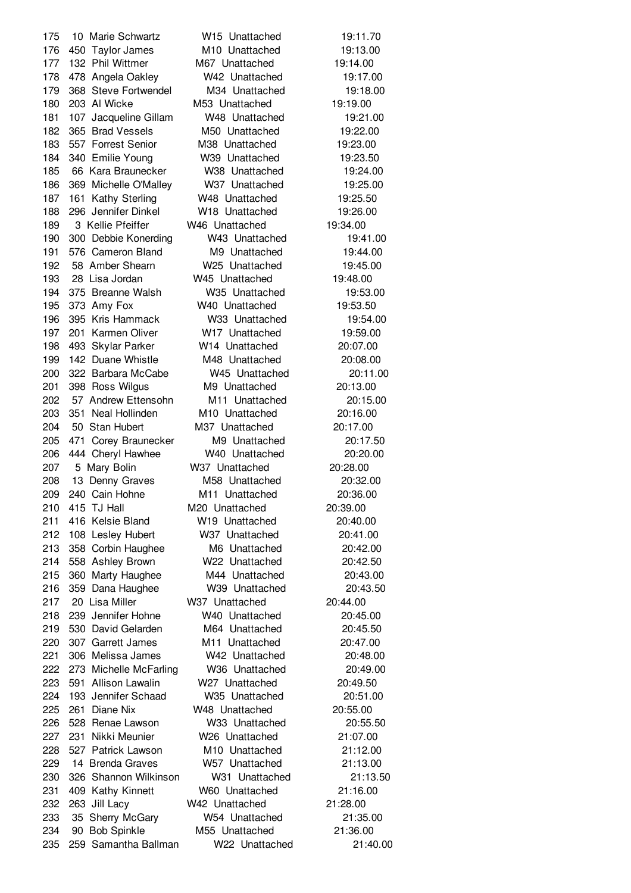| | | | | | |
|---|---|---|---|---|---|
| 175 | 10 | Marie Schwartz | W15 | Unattached | 19:11.70 |
| 176 | 450 | Taylor James | M10 | Unattached | 19:13.00 |
| 177 | 132 | Phil Wittmer | M67 | Unattached | 19:14.00 |
| 178 | 478 | Angela Oakley | W42 | Unattached | 19:17.00 |
| 179 | 368 | Steve Fortwendel | M34 | Unattached | 19:18.00 |
| 180 | 203 | Al Wicke | M53 | Unattached | 19:19.00 |
| 181 | 107 | Jacqueline Gillam | W48 | Unattached | 19:21.00 |
| 182 | 365 | Brad Vessels | M50 | Unattached | 19:22.00 |
| 183 | 557 | Forrest Senior | M38 | Unattached | 19:23.00 |
| 184 | 340 | Emilie Young | W39 | Unattached | 19:23.50 |
| 185 | 66 | Kara Braunecker | W38 | Unattached | 19:24.00 |
| 186 | 369 | Michelle O'Malley | W37 | Unattached | 19:25.00 |
| 187 | 161 | Kathy Sterling | W48 | Unattached | 19:25.50 |
| 188 | 296 | Jennifer Dinkel | W18 | Unattached | 19:26.00 |
| 189 | 3 | Kellie Pfeiffer | W46 | Unattached | 19:34.00 |
| 190 | 300 | Debbie Konerding | W43 | Unattached | 19:41.00 |
| 191 | 576 | Cameron Bland | M9 | Unattached | 19:44.00 |
| 192 | 58 | Amber Shearn | W25 | Unattached | 19:45.00 |
| 193 | 28 | Lisa Jordan | W45 | Unattached | 19:48.00 |
| 194 | 375 | Breanne Walsh | W35 | Unattached | 19:53.00 |
| 195 | 373 | Amy Fox | W40 | Unattached | 19:53.50 |
| 196 | 395 | Kris Hammack | W33 | Unattached | 19:54.00 |
| 197 | 201 | Karmen Oliver | W17 | Unattached | 19:59.00 |
| 198 | 493 | Skylar Parker | W14 | Unattached | 20:07.00 |
| 199 | 142 | Duane Whistle | M48 | Unattached | 20:08.00 |
| 200 | 322 | Barbara McCabe | W45 | Unattached | 20:11.00 |
| 201 | 398 | Ross Wilgus | M9 | Unattached | 20:13.00 |
| 202 | 57 | Andrew Ettensohn | M11 | Unattached | 20:15.00 |
| 203 | 351 | Neal Hollinden | M10 | Unattached | 20:16.00 |
| 204 | 50 | Stan Hubert | M37 | Unattached | 20:17.00 |
| 205 | 471 | Corey Braunecker | M9 | Unattached | 20:17.50 |
| 206 | 444 | Cheryl Hawhee | W40 | Unattached | 20:20.00 |
| 207 | 5 | Mary Bolin | W37 | Unattached | 20:28.00 |
| 208 | 13 | Denny Graves | M58 | Unattached | 20:32.00 |
| 209 | 240 | Cain Hohne | M11 | Unattached | 20:36.00 |
| 210 | 415 | TJ Hall | M20 | Unattached | 20:39.00 |
| 211 | 416 | Kelsie Bland | W19 | Unattached | 20:40.00 |
| 212 | 108 | Lesley Hubert | W37 | Unattached | 20:41.00 |
| 213 | 358 | Corbin Haughee | M6 | Unattached | 20:42.00 |
| 214 | 558 | Ashley Brown | W22 | Unattached | 20:42.50 |
| 215 | 360 | Marty Haughee | M44 | Unattached | 20:43.00 |
| 216 | 359 | Dana Haughee | W39 | Unattached | 20:43.50 |
| 217 | 20 | Lisa Miller | W37 | Unattached | 20:44.00 |
| 218 | 239 | Jennifer Hohne | W40 | Unattached | 20:45.00 |
| 219 | 530 | David Gelarden | M64 | Unattached | 20:45.50 |
| 220 | 307 | Garrett James | M11 | Unattached | 20:47.00 |
| 221 | 306 | Melissa James | W42 | Unattached | 20:48.00 |
| 222 | 273 | Michelle McFarling | W36 | Unattached | 20:49.00 |
| 223 | 591 | Allison Lawalin | W27 | Unattached | 20:49.50 |
| 224 | 193 | Jennifer Schaad | W35 | Unattached | 20:51.00 |
| 225 | 261 | Diane Nix | W48 | Unattached | 20:55.00 |
| 226 | 528 | Renae Lawson | W33 | Unattached | 20:55.50 |
| 227 | 231 | Nikki Meunier | W26 | Unattached | 21:07.00 |
| 228 | 527 | Patrick Lawson | M10 | Unattached | 21:12.00 |
| 229 | 14 | Brenda Graves | W57 | Unattached | 21:13.00 |
| 230 | 326 | Shannon Wilkinson | W31 | Unattached | 21:13.50 |
| 231 | 409 | Kathy Kinnett | W60 | Unattached | 21:16.00 |
| 232 | 263 | Jill Lacy | W42 | Unattached | 21:28.00 |
| 233 | 35 | Sherry McGary | W54 | Unattached | 21:35.00 |
| 234 | 90 | Bob Spinkle | M55 | Unattached | 21:36.00 |
| 235 | 259 | Samantha Ballman | W22 | Unattached | 21:40.00 |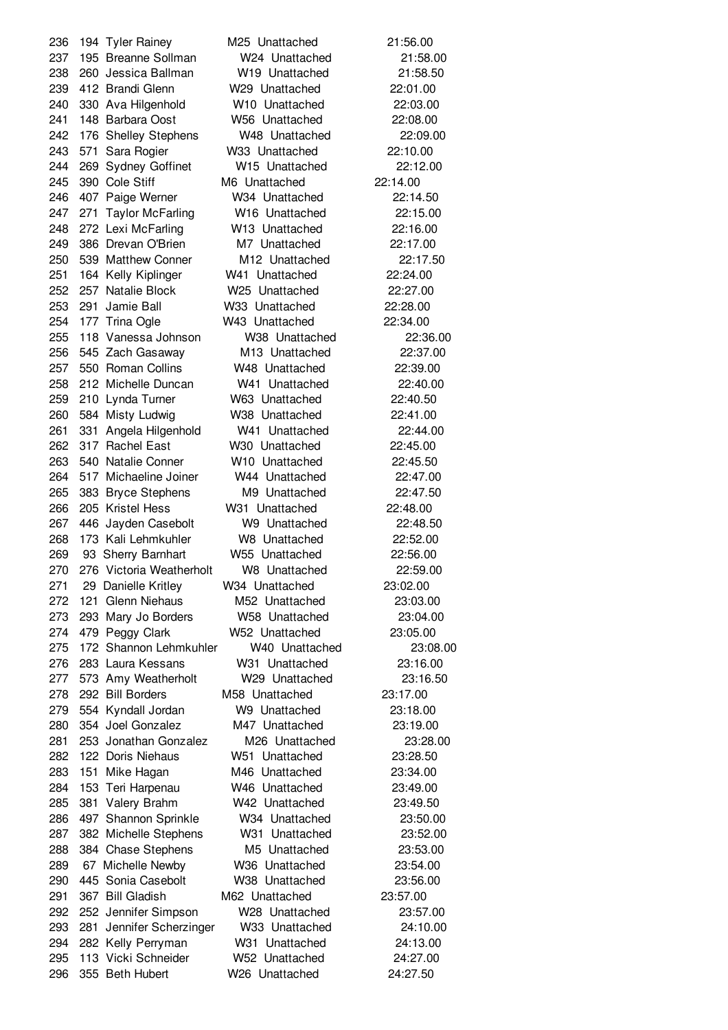| | | | | | |
|---|---|---|---|---|---|
| 236 | 194 | Tyler Rainey | M25 | Unattached | 21:56.00 |
| 237 | 195 | Breanne Sollman | W24 | Unattached | 21:58.00 |
| 238 | 260 | Jessica Ballman | W19 | Unattached | 21:58.50 |
| 239 | 412 | Brandi Glenn | W29 | Unattached | 22:01.00 |
| 240 | 330 | Ava Hilgenhold | W10 | Unattached | 22:03.00 |
| 241 | 148 | Barbara Oost | W56 | Unattached | 22:08.00 |
| 242 | 176 | Shelley Stephens | W48 | Unattached | 22:09.00 |
| 243 | 571 | Sara Rogier | W33 | Unattached | 22:10.00 |
| 244 | 269 | Sydney Goffinet | W15 | Unattached | 22:12.00 |
| 245 | 390 | Cole Stiff | M6 | Unattached | 22:14.00 |
| 246 | 407 | Paige Werner | W34 | Unattached | 22:14.50 |
| 247 | 271 | Taylor McFarling | W16 | Unattached | 22:15.00 |
| 248 | 272 | Lexi McFarling | W13 | Unattached | 22:16.00 |
| 249 | 386 | Drevan O'Brien | M7 | Unattached | 22:17.00 |
| 250 | 539 | Matthew Conner | M12 | Unattached | 22:17.50 |
| 251 | 164 | Kelly Kiplinger | W41 | Unattached | 22:24.00 |
| 252 | 257 | Natalie Block | W25 | Unattached | 22:27.00 |
| 253 | 291 | Jamie Ball | W33 | Unattached | 22:28.00 |
| 254 | 177 | Trina Ogle | W43 | Unattached | 22:34.00 |
| 255 | 118 | Vanessa Johnson | W38 | Unattached | 22:36.00 |
| 256 | 545 | Zach Gasaway | M13 | Unattached | 22:37.00 |
| 257 | 550 | Roman Collins | W48 | Unattached | 22:39.00 |
| 258 | 212 | Michelle Duncan | W41 | Unattached | 22:40.00 |
| 259 | 210 | Lynda Turner | W63 | Unattached | 22:40.50 |
| 260 | 584 | Misty Ludwig | W38 | Unattached | 22:41.00 |
| 261 | 331 | Angela Hilgenhold | W41 | Unattached | 22:44.00 |
| 262 | 317 | Rachel East | W30 | Unattached | 22:45.00 |
| 263 | 540 | Natalie Conner | W10 | Unattached | 22:45.50 |
| 264 | 517 | Michaeline Joiner | W44 | Unattached | 22:47.00 |
| 265 | 383 | Bryce Stephens | M9 | Unattached | 22:47.50 |
| 266 | 205 | Kristel Hess | W31 | Unattached | 22:48.00 |
| 267 | 446 | Jayden Casebolt | W9 | Unattached | 22:48.50 |
| 268 | 173 | Kali Lehmkuhler | W8 | Unattached | 22:52.00 |
| 269 | 93 | Sherry Barnhart | W55 | Unattached | 22:56.00 |
| 270 | 276 | Victoria Weatherholt | W8 | Unattached | 22:59.00 |
| 271 | 29 | Danielle Kritley | W34 | Unattached | 23:02.00 |
| 272 | 121 | Glenn Niehaus | M52 | Unattached | 23:03.00 |
| 273 | 293 | Mary Jo Borders | W58 | Unattached | 23:04.00 |
| 274 | 479 | Peggy Clark | W52 | Unattached | 23:05.00 |
| 275 | 172 | Shannon Lehmkuhler | W40 | Unattached | 23:08.00 |
| 276 | 283 | Laura Kessans | W31 | Unattached | 23:16.00 |
| 277 | 573 | Amy Weatherholt | W29 | Unattached | 23:16.50 |
| 278 | 292 | Bill Borders | M58 | Unattached | 23:17.00 |
| 279 | 554 | Kyndall Jordan | W9 | Unattached | 23:18.00 |
| 280 | 354 | Joel Gonzalez | M47 | Unattached | 23:19.00 |
| 281 | 253 | Jonathan Gonzalez | M26 | Unattached | 23:28.00 |
| 282 | 122 | Doris Niehaus | W51 | Unattached | 23:28.50 |
| 283 | 151 | Mike Hagan | M46 | Unattached | 23:34.00 |
| 284 | 153 | Teri Harpenau | W46 | Unattached | 23:49.00 |
| 285 | 381 | Valery Brahm | W42 | Unattached | 23:49.50 |
| 286 | 497 | Shannon Sprinkle | W34 | Unattached | 23:50.00 |
| 287 | 382 | Michelle Stephens | W31 | Unattached | 23:52.00 |
| 288 | 384 | Chase Stephens | M5 | Unattached | 23:53.00 |
| 289 | 67 | Michelle Newby | W36 | Unattached | 23:54.00 |
| 290 | 445 | Sonia Casebolt | W38 | Unattached | 23:56.00 |
| 291 | 367 | Bill Gladish | M62 | Unattached | 23:57.00 |
| 292 | 252 | Jennifer Simpson | W28 | Unattached | 23:57.00 |
| 293 | 281 | Jennifer Scherzinger | W33 | Unattached | 24:10.00 |
| 294 | 282 | Kelly Perryman | W31 | Unattached | 24:13.00 |
| 295 | 113 | Vicki Schneider | W52 | Unattached | 24:27.00 |
| 296 | 355 | Beth Hubert | W26 | Unattached | 24:27.50 |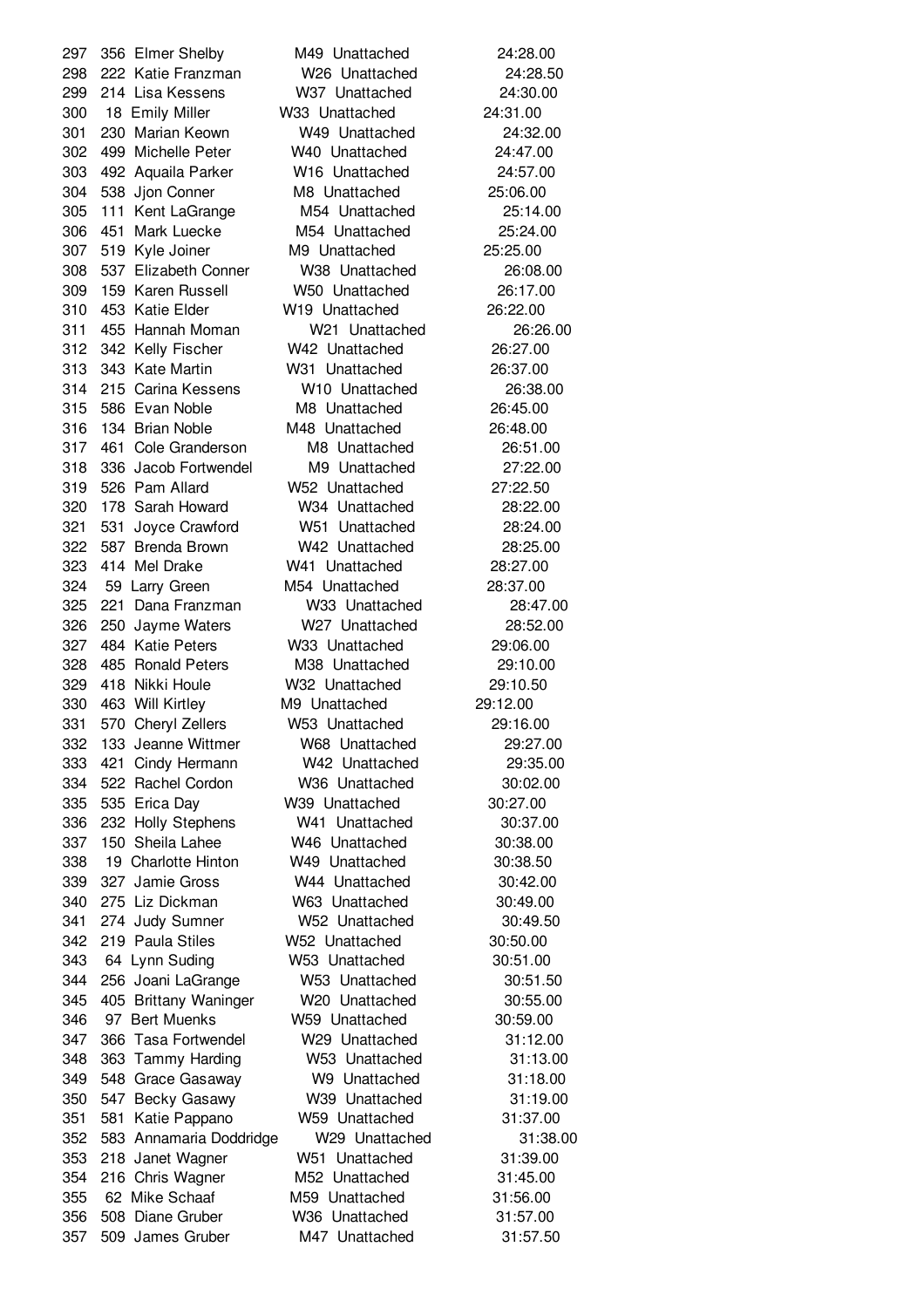| | | | | | |
|---|---|---|---|---|---|
| 297 | 356 | Elmer Shelby | M49 | Unattached | 24:28.00 |
| 298 | 222 | Katie Franzman | W26 | Unattached | 24:28.50 |
| 299 | 214 | Lisa Kessens | W37 | Unattached | 24:30.00 |
| 300 | 18 | Emily Miller | W33 | Unattached | 24:31.00 |
| 301 | 230 | Marian Keown | W49 | Unattached | 24:32.00 |
| 302 | 499 | Michelle Peter | W40 | Unattached | 24:47.00 |
| 303 | 492 | Aquaila Parker | W16 | Unattached | 24:57.00 |
| 304 | 538 | Jjon Conner | M8 | Unattached | 25:06.00 |
| 305 | 111 | Kent LaGrange | M54 | Unattached | 25:14.00 |
| 306 | 451 | Mark Luecke | M54 | Unattached | 25:24.00 |
| 307 | 519 | Kyle Joiner | M9 | Unattached | 25:25.00 |
| 308 | 537 | Elizabeth Conner | W38 | Unattached | 26:08.00 |
| 309 | 159 | Karen Russell | W50 | Unattached | 26:17.00 |
| 310 | 453 | Katie Elder | W19 | Unattached | 26:22.00 |
| 311 | 455 | Hannah Moman | W21 | Unattached | 26:26.00 |
| 312 | 342 | Kelly Fischer | W42 | Unattached | 26:27.00 |
| 313 | 343 | Kate Martin | W31 | Unattached | 26:37.00 |
| 314 | 215 | Carina Kessens | W10 | Unattached | 26:38.00 |
| 315 | 586 | Evan Noble | M8 | Unattached | 26:45.00 |
| 316 | 134 | Brian Noble | M48 | Unattached | 26:48.00 |
| 317 | 461 | Cole Granderson | M8 | Unattached | 26:51.00 |
| 318 | 336 | Jacob Fortwendel | M9 | Unattached | 27:22.00 |
| 319 | 526 | Pam Allard | W52 | Unattached | 27:22.50 |
| 320 | 178 | Sarah Howard | W34 | Unattached | 28:22.00 |
| 321 | 531 | Joyce Crawford | W51 | Unattached | 28:24.00 |
| 322 | 587 | Brenda Brown | W42 | Unattached | 28:25.00 |
| 323 | 414 | Mel Drake | W41 | Unattached | 28:27.00 |
| 324 | 59 | Larry Green | M54 | Unattached | 28:37.00 |
| 325 | 221 | Dana Franzman | W33 | Unattached | 28:47.00 |
| 326 | 250 | Jayme Waters | W27 | Unattached | 28:52.00 |
| 327 | 484 | Katie Peters | W33 | Unattached | 29:06.00 |
| 328 | 485 | Ronald Peters | M38 | Unattached | 29:10.00 |
| 329 | 418 | Nikki Houle | W32 | Unattached | 29:10.50 |
| 330 | 463 | Will Kirtley | M9 | Unattached | 29:12.00 |
| 331 | 570 | Cheryl Zellers | W53 | Unattached | 29:16.00 |
| 332 | 133 | Jeanne Wittmer | W68 | Unattached | 29:27.00 |
| 333 | 421 | Cindy Hermann | W42 | Unattached | 29:35.00 |
| 334 | 522 | Rachel Cordon | W36 | Unattached | 30:02.00 |
| 335 | 535 | Erica Day | W39 | Unattached | 30:27.00 |
| 336 | 232 | Holly Stephens | W41 | Unattached | 30:37.00 |
| 337 | 150 | Sheila Lahee | W46 | Unattached | 30:38.00 |
| 338 | 19 | Charlotte Hinton | W49 | Unattached | 30:38.50 |
| 339 | 327 | Jamie Gross | W44 | Unattached | 30:42.00 |
| 340 | 275 | Liz Dickman | W63 | Unattached | 30:49.00 |
| 341 | 274 | Judy Sumner | W52 | Unattached | 30:49.50 |
| 342 | 219 | Paula Stiles | W52 | Unattached | 30:50.00 |
| 343 | 64 | Lynn Suding | W53 | Unattached | 30:51.00 |
| 344 | 256 | Joani LaGrange | W53 | Unattached | 30:51.50 |
| 345 | 405 | Brittany Waninger | W20 | Unattached | 30:55.00 |
| 346 | 97 | Bert Muenks | W59 | Unattached | 30:59.00 |
| 347 | 366 | Tasa Fortwendel | W29 | Unattached | 31:12.00 |
| 348 | 363 | Tammy Harding | W53 | Unattached | 31:13.00 |
| 349 | 548 | Grace Gasaway | W9 | Unattached | 31:18.00 |
| 350 | 547 | Becky Gasawy | W39 | Unattached | 31:19.00 |
| 351 | 581 | Katie Pappano | W59 | Unattached | 31:37.00 |
| 352 | 583 | Annamaria Doddridge | W29 | Unattached | 31:38.00 |
| 353 | 218 | Janet Wagner | W51 | Unattached | 31:39.00 |
| 354 | 216 | Chris Wagner | M52 | Unattached | 31:45.00 |
| 355 | 62 | Mike Schaaf | M59 | Unattached | 31:56.00 |
| 356 | 508 | Diane Gruber | W36 | Unattached | 31:57.00 |
| 357 | 509 | James Gruber | M47 | Unattached | 31:57.50 |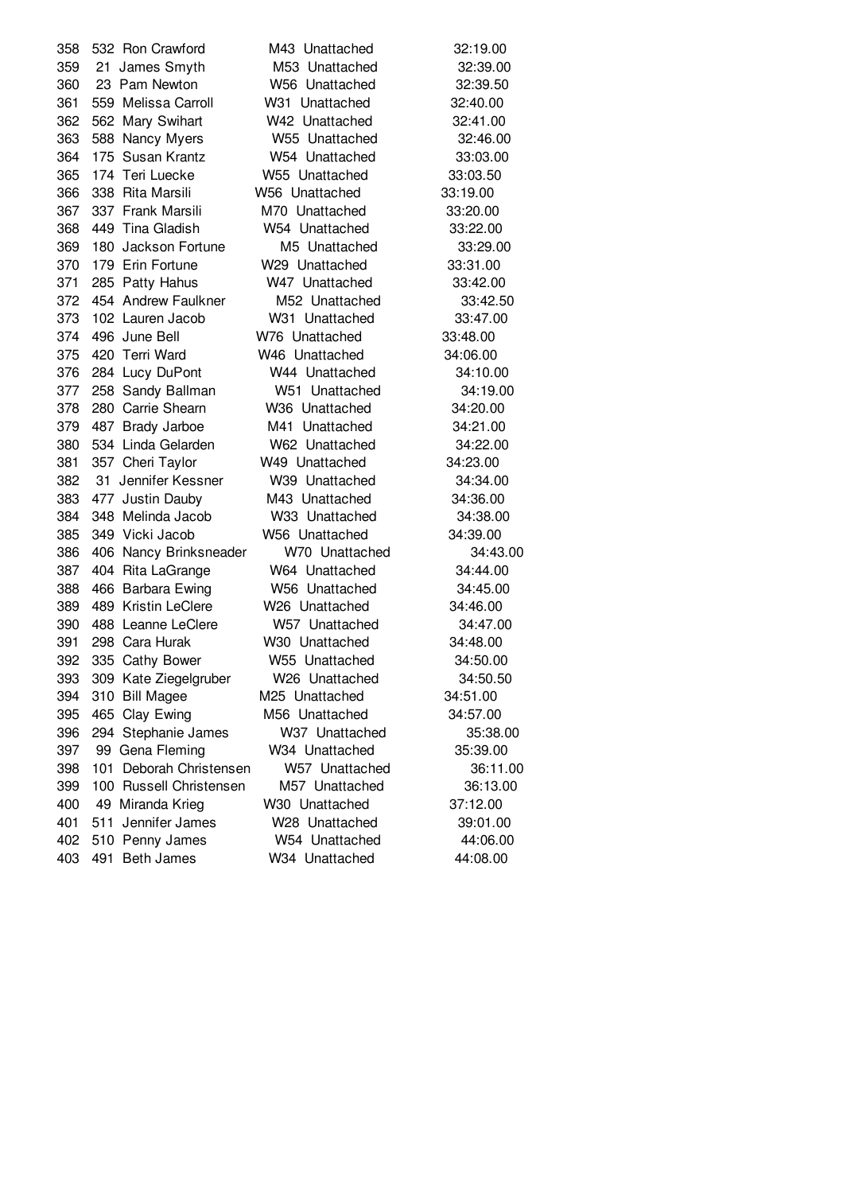| | | | | | |
|---|---|---|---|---|---|
| 358 | 532 | Ron Crawford | M43 | Unattached | 32:19.00 |
| 359 | 21 | James Smyth | M53 | Unattached | 32:39.00 |
| 360 | 23 | Pam Newton | W56 | Unattached | 32:39.50 |
| 361 | 559 | Melissa Carroll | W31 | Unattached | 32:40.00 |
| 362 | 562 | Mary Swihart | W42 | Unattached | 32:41.00 |
| 363 | 588 | Nancy Myers | W55 | Unattached | 32:46.00 |
| 364 | 175 | Susan Krantz | W54 | Unattached | 33:03.00 |
| 365 | 174 | Teri Luecke | W55 | Unattached | 33:03.50 |
| 366 | 338 | Rita Marsili | W56 | Unattached | 33:19.00 |
| 367 | 337 | Frank Marsili | M70 | Unattached | 33:20.00 |
| 368 | 449 | Tina Gladish | W54 | Unattached | 33:22.00 |
| 369 | 180 | Jackson Fortune | M5 | Unattached | 33:29.00 |
| 370 | 179 | Erin Fortune | W29 | Unattached | 33:31.00 |
| 371 | 285 | Patty Hahus | W47 | Unattached | 33:42.00 |
| 372 | 454 | Andrew Faulkner | M52 | Unattached | 33:42.50 |
| 373 | 102 | Lauren Jacob | W31 | Unattached | 33:47.00 |
| 374 | 496 | June Bell | W76 | Unattached | 33:48.00 |
| 375 | 420 | Terri Ward | W46 | Unattached | 34:06.00 |
| 376 | 284 | Lucy DuPont | W44 | Unattached | 34:10.00 |
| 377 | 258 | Sandy Ballman | W51 | Unattached | 34:19.00 |
| 378 | 280 | Carrie Shearn | W36 | Unattached | 34:20.00 |
| 379 | 487 | Brady Jarboe | M41 | Unattached | 34:21.00 |
| 380 | 534 | Linda Gelarden | W62 | Unattached | 34:22.00 |
| 381 | 357 | Cheri Taylor | W49 | Unattached | 34:23.00 |
| 382 | 31 | Jennifer Kessner | W39 | Unattached | 34:34.00 |
| 383 | 477 | Justin Dauby | M43 | Unattached | 34:36.00 |
| 384 | 348 | Melinda Jacob | W33 | Unattached | 34:38.00 |
| 385 | 349 | Vicki Jacob | W56 | Unattached | 34:39.00 |
| 386 | 406 | Nancy Brinksneader | W70 | Unattached | 34:43.00 |
| 387 | 404 | Rita LaGrange | W64 | Unattached | 34:44.00 |
| 388 | 466 | Barbara Ewing | W56 | Unattached | 34:45.00 |
| 389 | 489 | Kristin LeClere | W26 | Unattached | 34:46.00 |
| 390 | 488 | Leanne LeClere | W57 | Unattached | 34:47.00 |
| 391 | 298 | Cara Hurak | W30 | Unattached | 34:48.00 |
| 392 | 335 | Cathy Bower | W55 | Unattached | 34:50.00 |
| 393 | 309 | Kate Ziegelgruber | W26 | Unattached | 34:50.50 |
| 394 | 310 | Bill Magee | M25 | Unattached | 34:51.00 |
| 395 | 465 | Clay Ewing | M56 | Unattached | 34:57.00 |
| 396 | 294 | Stephanie James | W37 | Unattached | 35:38.00 |
| 397 | 99 | Gena Fleming | W34 | Unattached | 35:39.00 |
| 398 | 101 | Deborah Christensen | W57 | Unattached | 36:11.00 |
| 399 | 100 | Russell Christensen | M57 | Unattached | 36:13.00 |
| 400 | 49 | Miranda Krieg | W30 | Unattached | 37:12.00 |
| 401 | 511 | Jennifer James | W28 | Unattached | 39:01.00 |
| 402 | 510 | Penny James | W54 | Unattached | 44:06.00 |
| 403 | 491 | Beth James | W34 | Unattached | 44:08.00 |